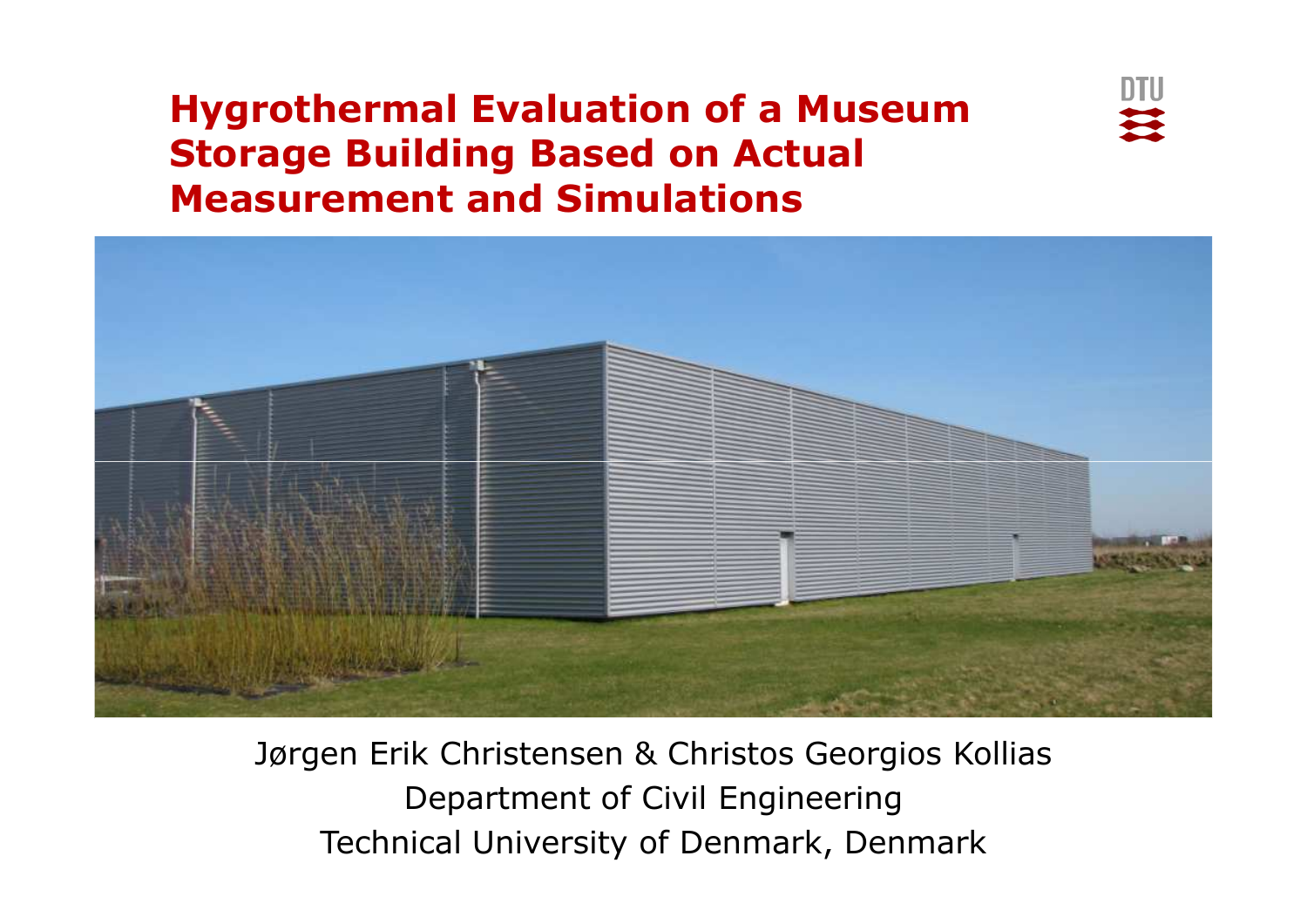# Hygrothermal Evaluation of a Museum Storage Building Based on Actual Measurement and Simulations

Jørgen Erik Christensen & Christos Georgios Kollias

Department of Civil Engineering

Technical University of Denmark, Denmark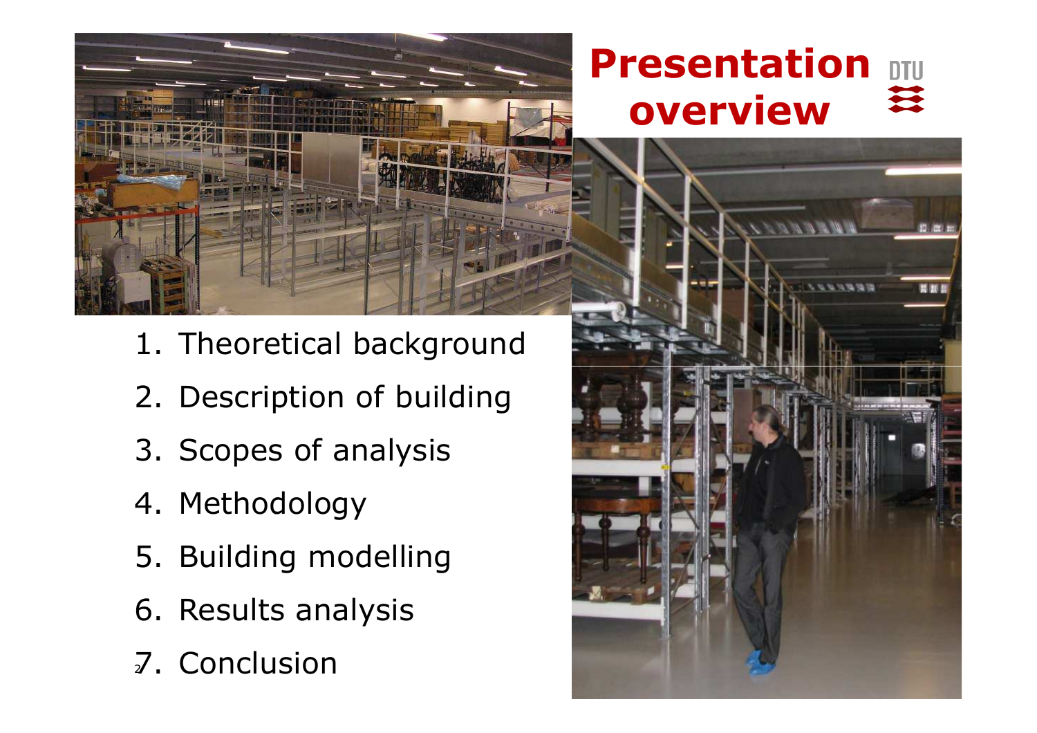# Presentation overview

1. Theoretical background
2. Description of building
3. Scopes of analysis
4. Methodology
5. Building modelling
6. Results analysis
7. Conclusion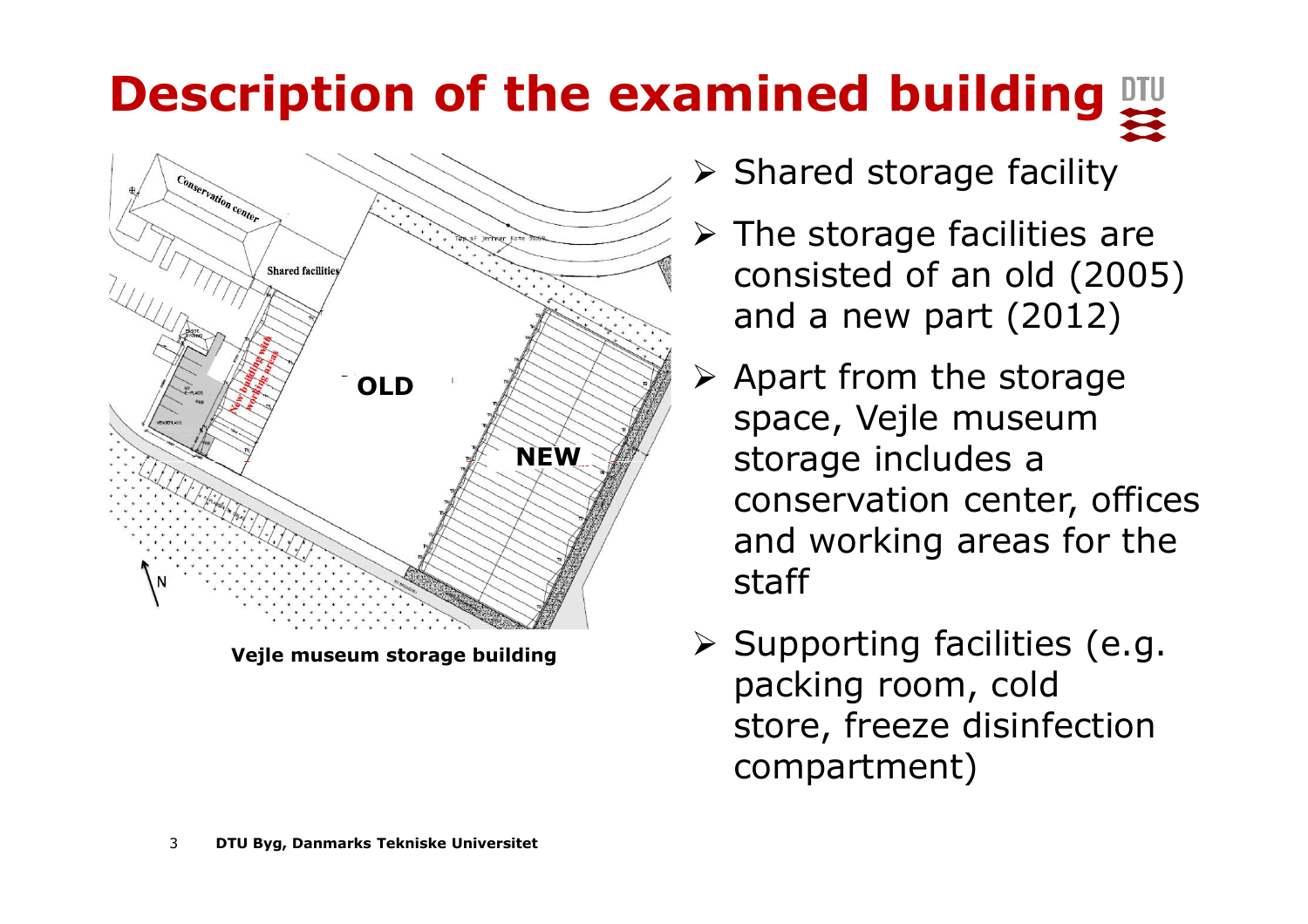# Description of the examined building

Vejle museum storage building

- Shared storage facility
- The storage facilities are consisted of an old (2005) and a new part (2012)
- Apart from the storage space, Vejle museum storage includes a conservation center, offices and working areas for the staff
- Supporting facilities (e.g. packing room, cold store, freeze disinfection compartment)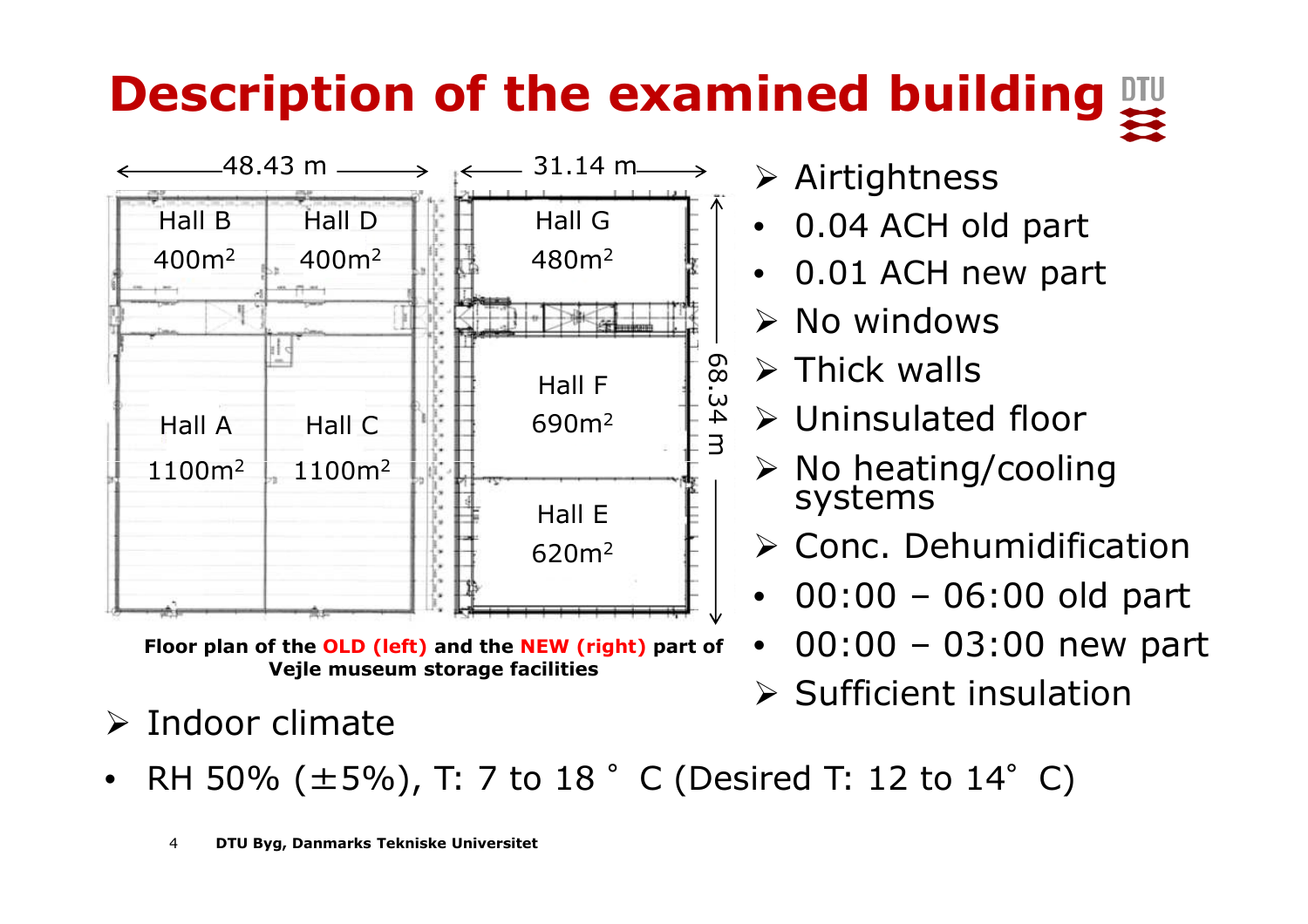# Description of the examined building

48.43 m | 31.14 m | 68.34 m

Hall B 400m²
Hall D 400m²
Hall A 1100m²
Hall C 1100m²
Hall G 480m²
Hall F 690m²
Hall E 620m²

**Floor plan of the OLD (left) and the NEW (right) part of Vejle museum storage facilities**

- Airtightness
  - 0.04 ACH old part
  - 0.01 ACH new part
- No windows
- Thick walls
- Uninsulated floor
- No heating/cooling systems
- Conc. Dehumidification
  - 00:00 – 06:00 old part
  - 00:00 – 03:00 new part
- Sufficient insulation

- Indoor climate
  - RH 50% (±5%), T: 7 to 18 ° C (Desired T: 12 to 14° C)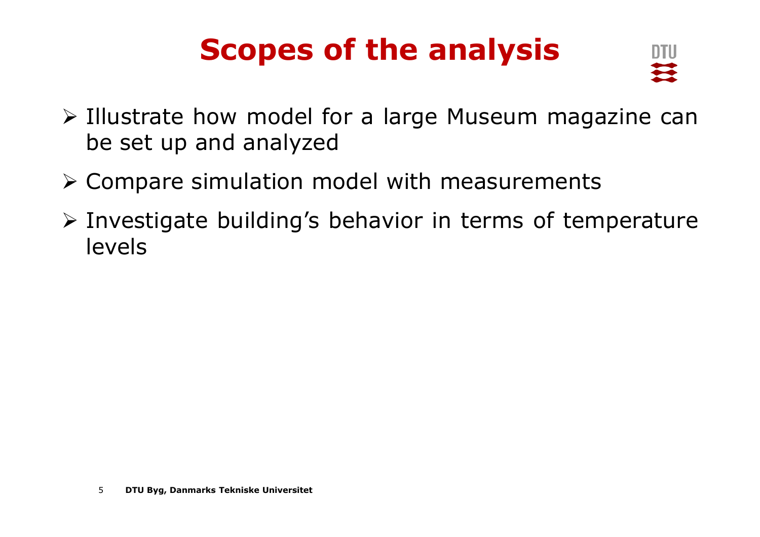# Scopes of the analysis

- Illustrate how model for a large Museum magazine can be set up and analyzed
- Compare simulation model with measurements
- Investigate building's behavior in terms of temperature levels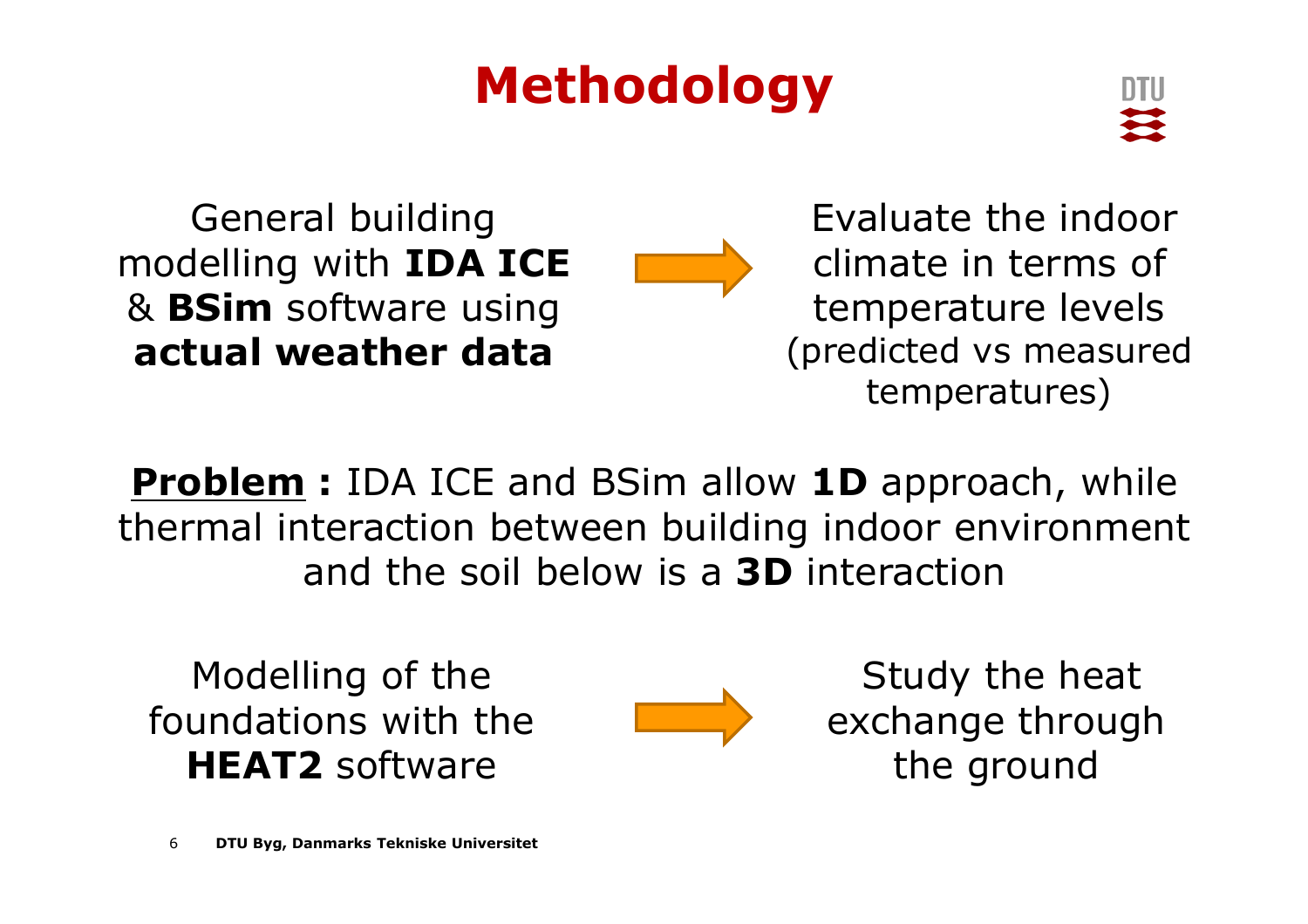# Methodology

General building modelling with **IDA ICE** & **BSim** software using **actual weather data** → Evaluate the indoor climate in terms of temperature levels (predicted vs measured temperatures)

**Problem :** IDA ICE and BSim allow **1D** approach, while thermal interaction between building indoor environment and the soil below is a **3D** interaction

Modelling of the foundations with the **HEAT2** software → Study the heat exchange through the ground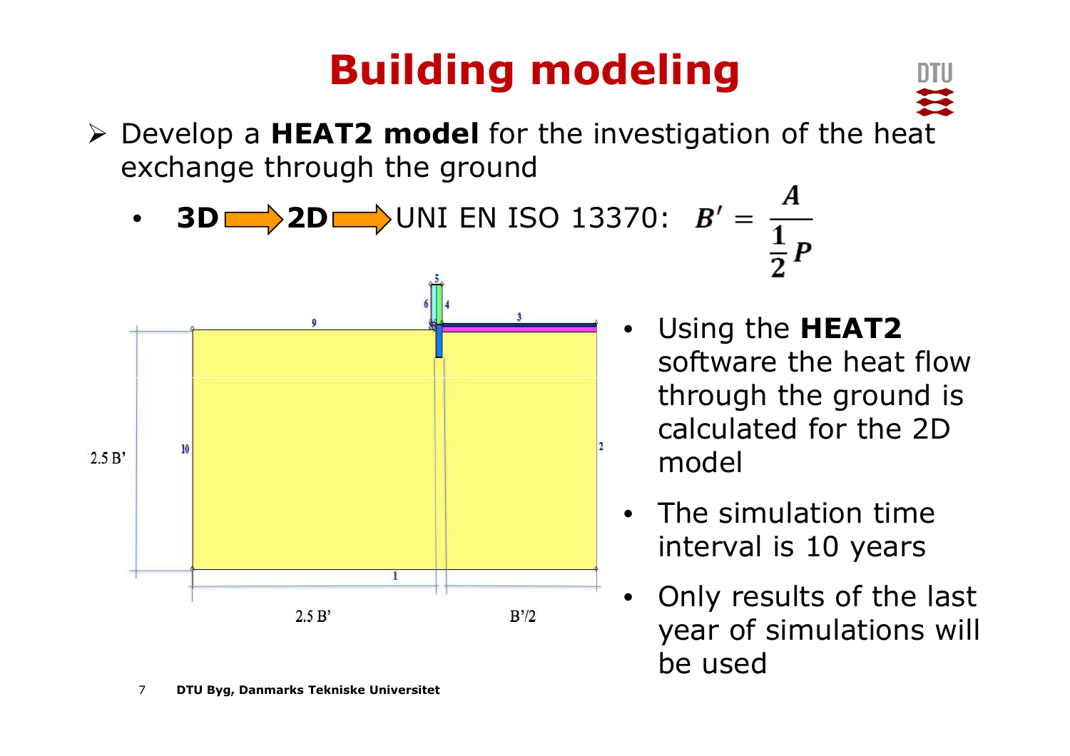# Building modeling

- Develop a **HEAT2 model** for the investigation of the heat exchange through the ground
  - **3D** ⇒ **2D** ⇒ UNI EN ISO 13370: $B' = \frac{A}{\frac{1}{2}P}$

2.5 B'

2.5 B'

B'/2

- Using the **HEAT2** software the heat flow through the ground is calculated for the 2D model
- The simulation time interval is 10 years
- Only results of the last year of simulations will be used

DTU Byg, Danmarks Tekniske Universitet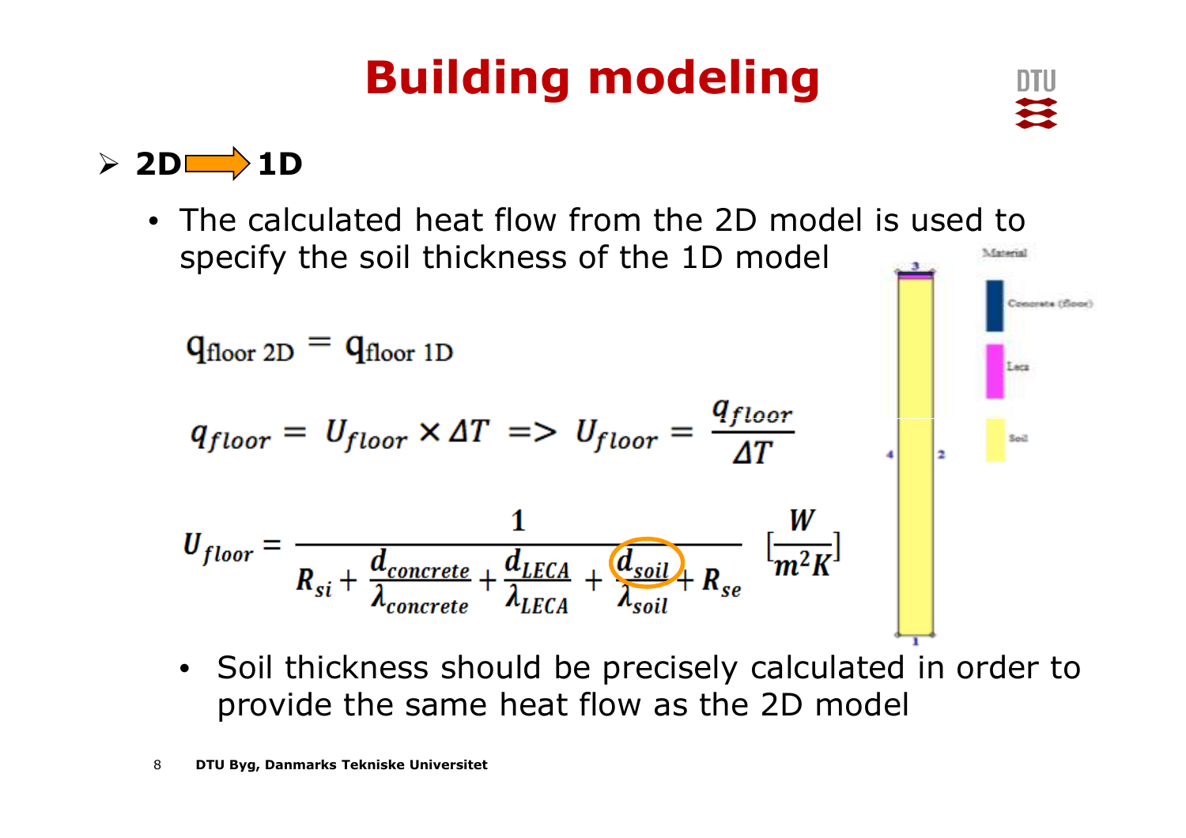# Building modeling

- **2D ⇨ 1D**
  - The calculated heat flow from the 2D model is used to specify the soil thickness of the 1D model

$$q_{\text{floor 2D}} = q_{\text{floor 1D}}$$

$$q_{floor} = U_{floor} \times \Delta T \; => \; U_{floor} = \frac{q_{floor}}{\Delta T}$$

$$U_{floor} = \frac{1}{R_{si} + \frac{d_{concrete}}{\lambda_{concrete}} + \frac{d_{LECA}}{\lambda_{LECA}} + \frac{d_{soil}}{\lambda_{soil}} + R_{se}} \quad [\frac{W}{m^2K}]$$

Material

- Concrete (floor)
- Leca
- Soil

  - Soil thickness should be precisely calculated in order to provide the same heat flow as the 2D model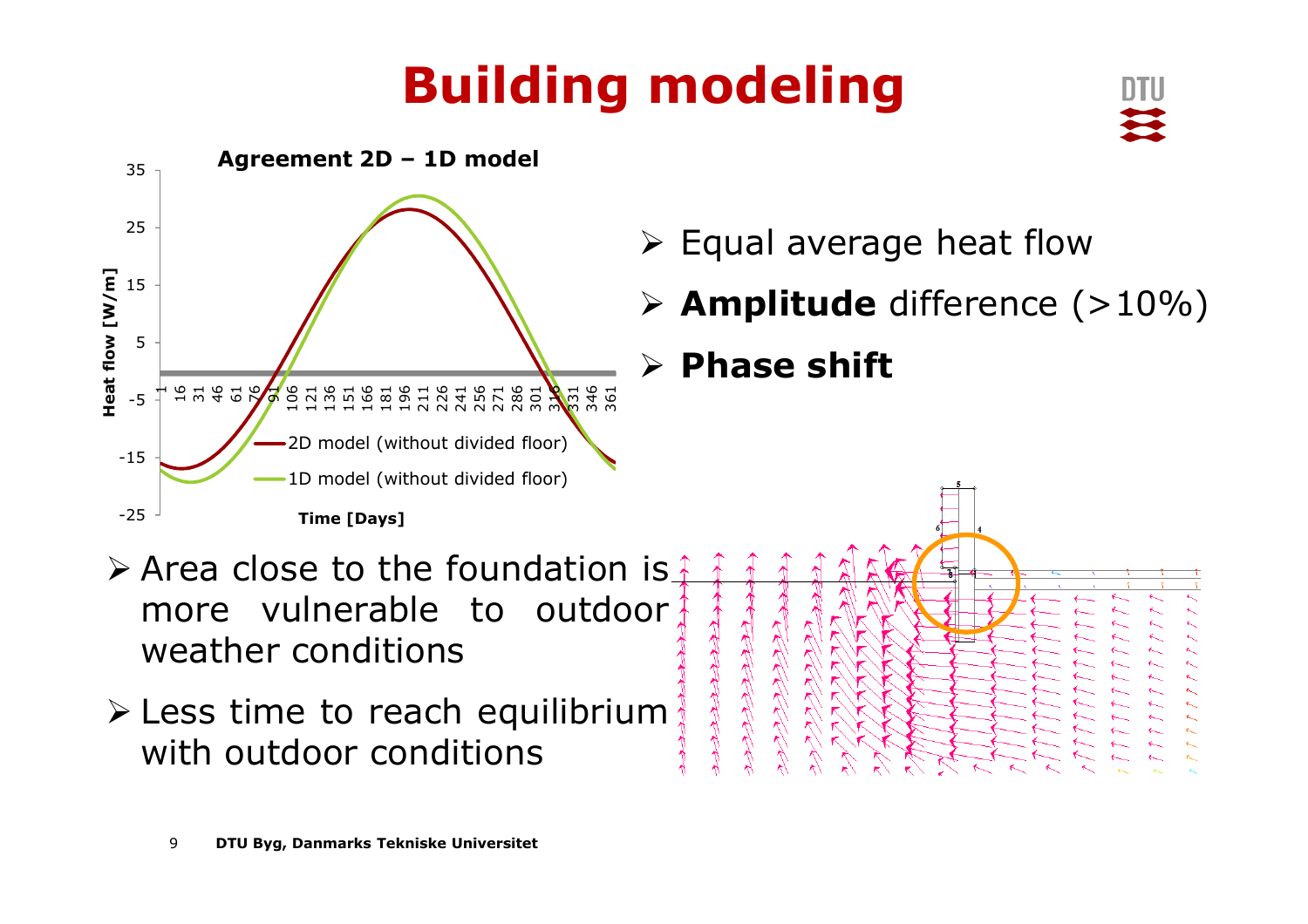# Building modeling

**Agreement 2D – 1D model**

- Equal average heat flow
- **Amplitude** difference (>10%)
- **Phase shift**

- Area close to the foundation is more vulnerable to outdoor weather conditions
- Less time to reach equilibrium with outdoor conditions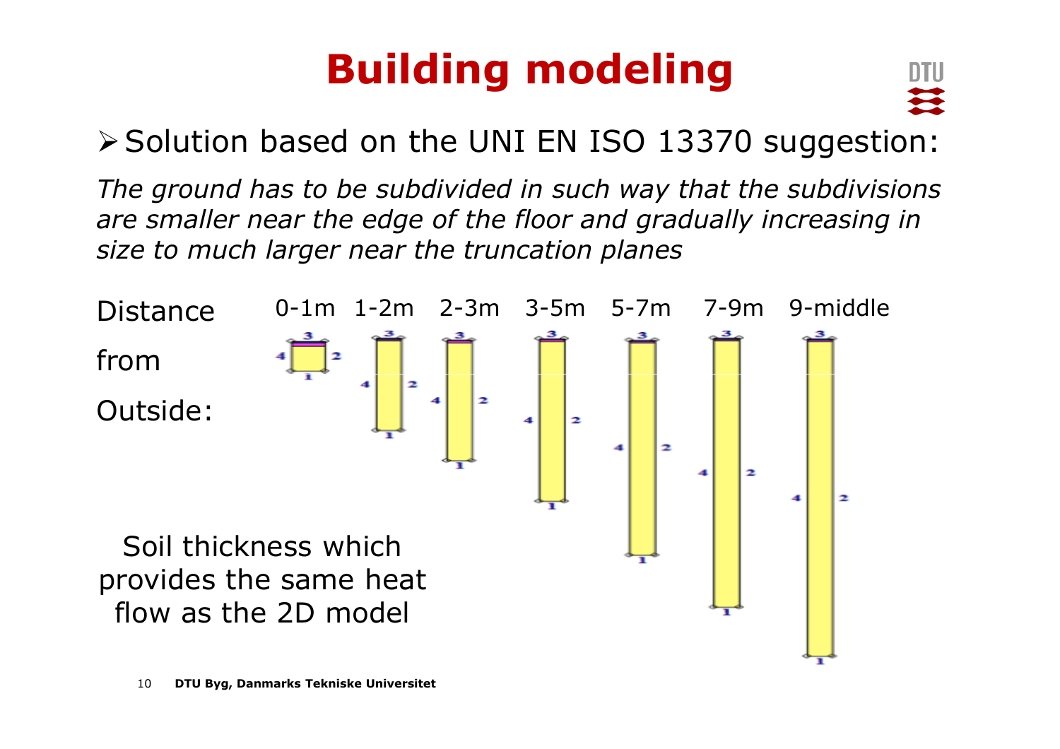# Building modeling

- Solution based on the UNI EN ISO 13370 suggestion:

*The ground has to be subdivided in such way that the subdivisions are smaller near the edge of the floor and gradually increasing in size to much larger near the truncation planes*

Distance from Outside: 0-1m 1-2m 2-3m 3-5m 5-7m 7-9m 9-middle

Soil thickness which provides the same heat flow as the 2D model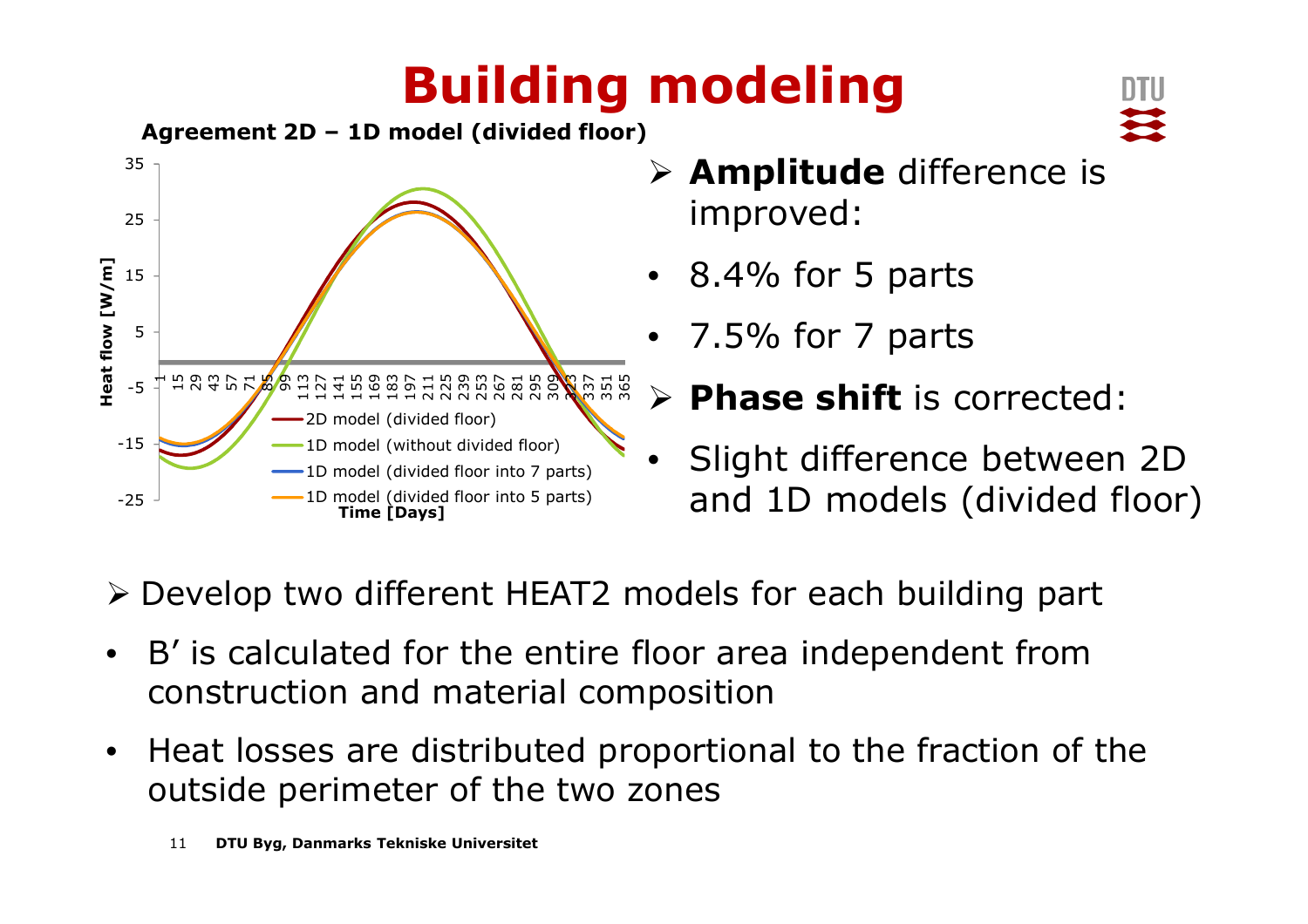# Building modeling

**Agreement 2D – 1D model (divided floor)**

- **Amplitude** difference is improved:
  - 8.4% for 5 parts
  - 7.5% for 7 parts
- **Phase shift** is corrected:
  - Slight difference between 2D and 1D models (divided floor)

- Develop two different HEAT2 models for each building part
  - B' is calculated for the entire floor area independent from construction and material composition
  - Heat losses are distributed proportional to the fraction of the outside perimeter of the two zones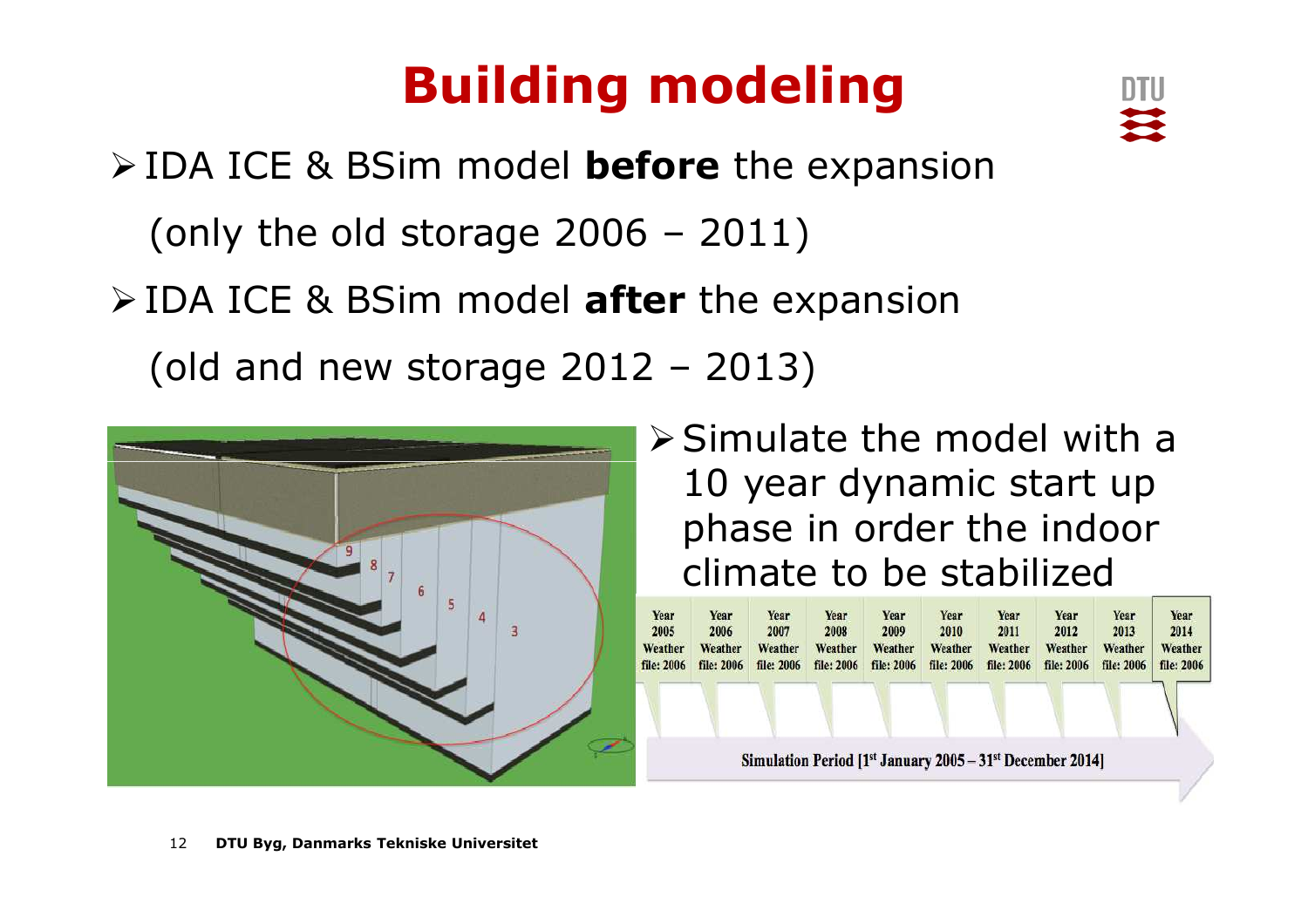# Building modeling

- IDA ICE & BSim model **before** the expansion
  (only the old storage 2006 – 2011)
- IDA ICE & BSim model **after** the expansion
  (old and new storage 2012 – 2013)

- Simulate the model with a 10 year dynamic start up phase in order the indoor climate to be stabilized

| Year 2005 | Year 2006 | Year 2007 | Year 2008 | Year 2009 | Year 2010 | Year 2011 | Year 2012 | Year 2013 | Year 2014 |
|---|---|---|---|---|---|---|---|---|---|
| Weather file: 2006 | Weather file: 2006 | Weather file: 2006 | Weather file: 2006 | Weather file: 2006 | Weather file: 2006 | Weather file: 2006 | Weather file: 2006 | Weather file: 2006 | Weather file: 2006 |

Simulation Period [1st January 2005 – 31st December 2014]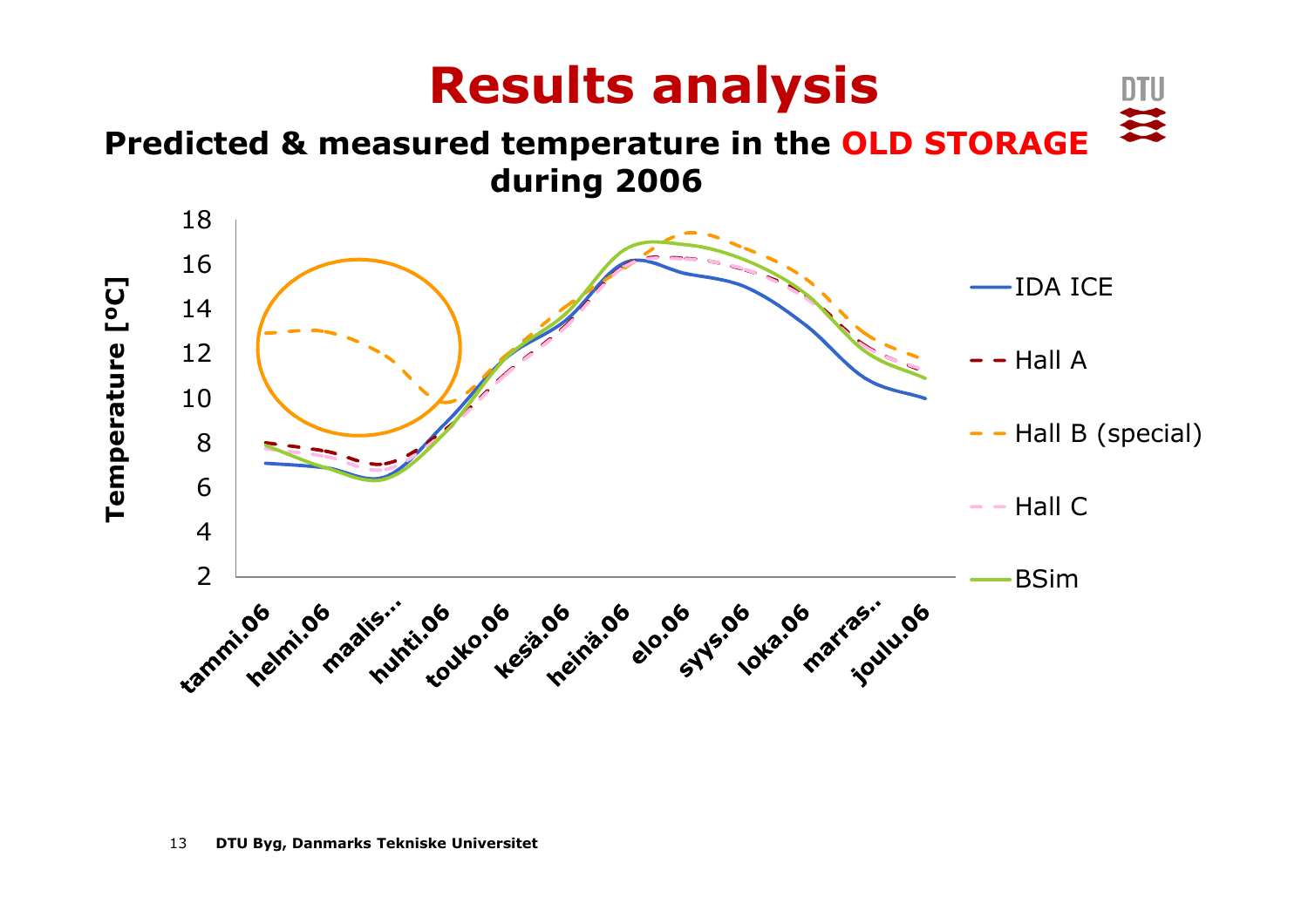# Results analysis

## Predicted & measured temperature in the OLD STORAGE during 2006

Temperature [ºC]

IDA ICE

Hall A

Hall B (special)

Hall C

BSim

tammi.06, helmi.06, maalis..., huhti.06, touko.06, kesä.06, heinä.06, elo.06, syys.06, loka.06, marras.., joulu.06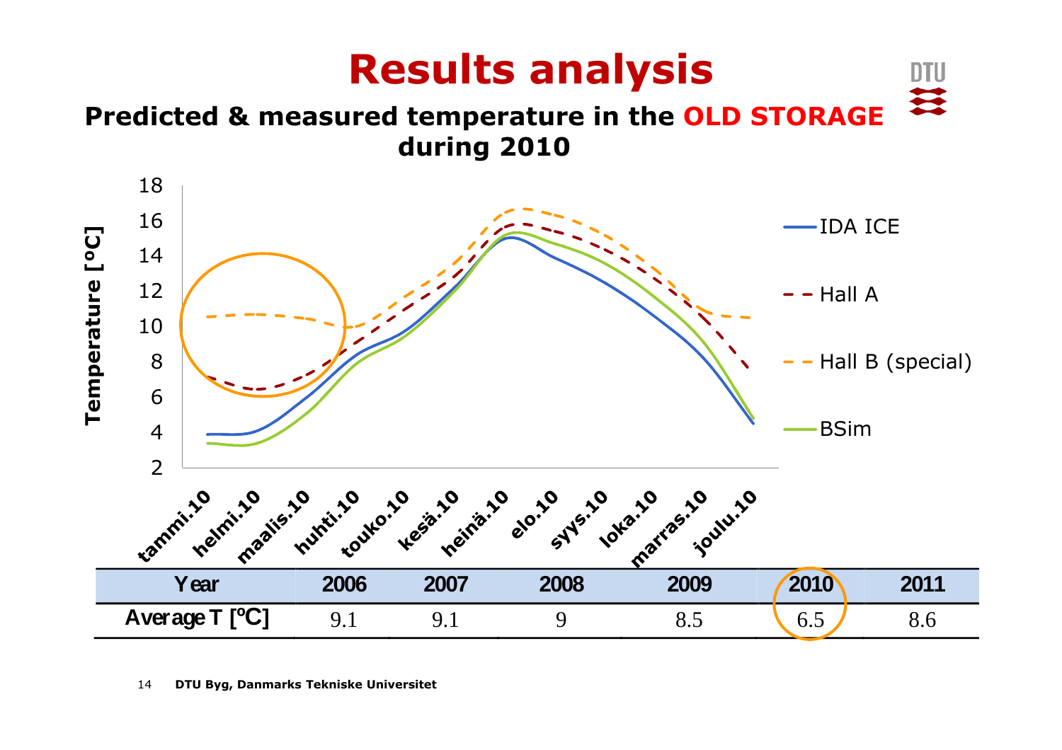# Results analysis

## Predicted & measured temperature in the OLD STORAGE during 2010

| Year | 2006 | 2007 | 2008 | 2009 | 2010 | 2011 |
|---|---|---|---|---|---|---|
| Average T [ºC] | 9.1 | 9.1 | 9 | 8.5 | 6.5 | 8.6 |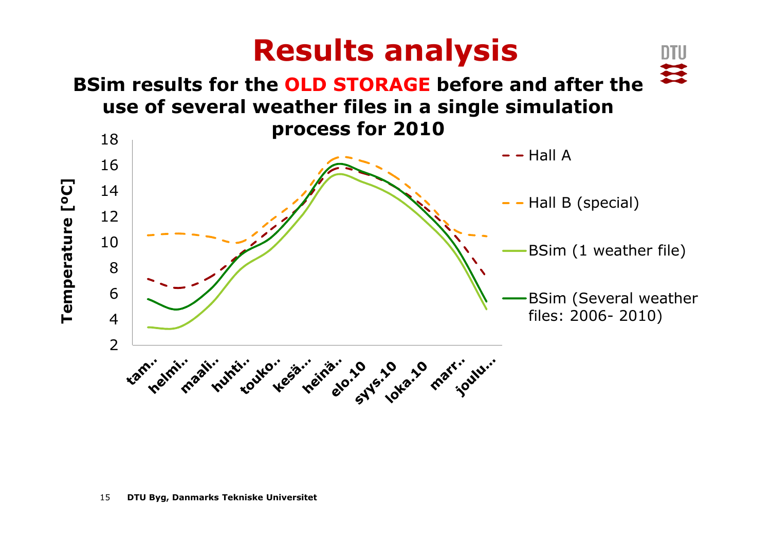# Results analysis

## BSim results for the OLD STORAGE before and after the use of several weather files in a single simulation process for 2010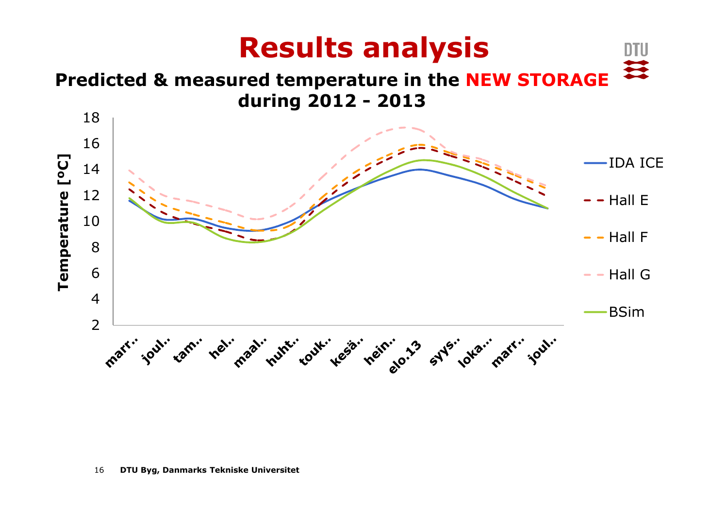# Results analysis

**Predicted & measured temperature in the NEW STORAGE during 2012 - 2013**

Temperature [ºC]

18
16
14
12
10
8
6
4
2

marr.. joul.. tam.. hel.. maal.. huht.. touk.. kesä.. hein.. elo.13 syys.. loka.. marr.. joul..

- IDA ICE
- Hall E
- Hall F
- Hall G
- BSim

DTU Byg, Danmarks Tekniske Universitet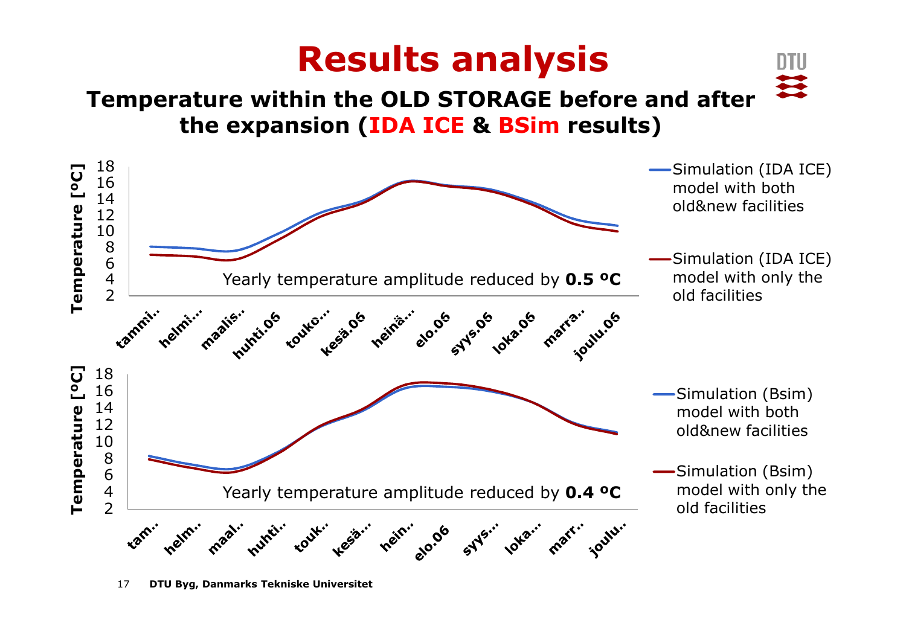# Results analysis

## Temperature within the OLD STORAGE before and after the expansion (IDA ICE & BSim results)

Temperature [ºC]

18
16
14
12
10
8
6
4
2

Yearly temperature amplitude reduced by **0.5 ºC**

tammi.. helmi... maalis.. huhti.06 touko... kesä.06 heinä... elo.06 syys.06 loka.06 marra.. joulu.06

- Simulation (IDA ICE) model with both old&new facilities
- Simulation (IDA ICE) model with only the old facilities

Temperature [ºC]

18
16
14
12
10
8
6
4
2

Yearly temperature amplitude reduced by **0.4 ºC**

tam.. helm.. maal.. huhti.. touk.. kesä.. hein.. elo.06 syys.. loka.. marr.. joulu..

- Simulation (Bsim) model with both old&new facilities
- Simulation (Bsim) model with only the old facilities

DTU Byg, Danmarks Tekniske Universitet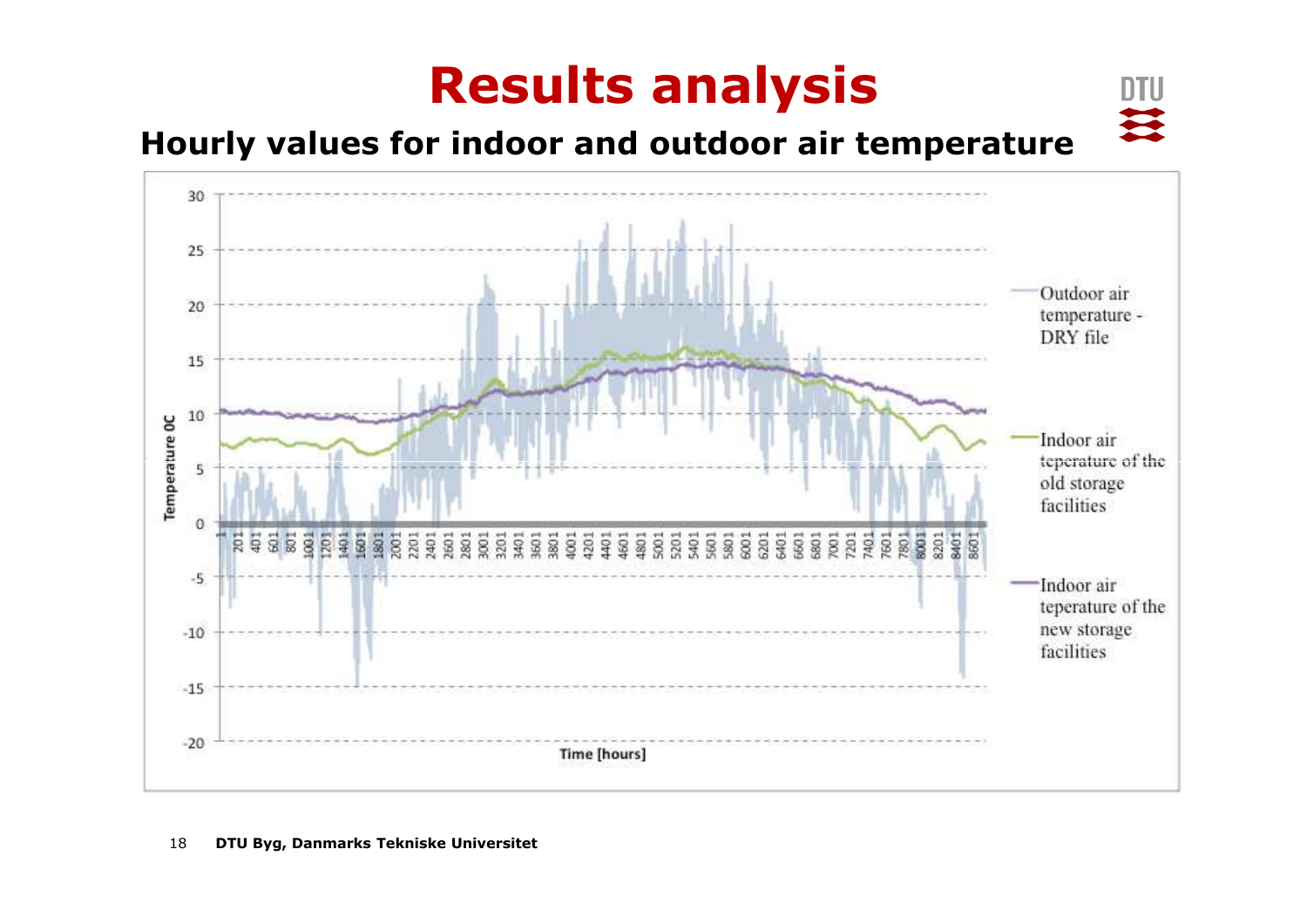# Results analysis

## Hourly values for indoor and outdoor air temperature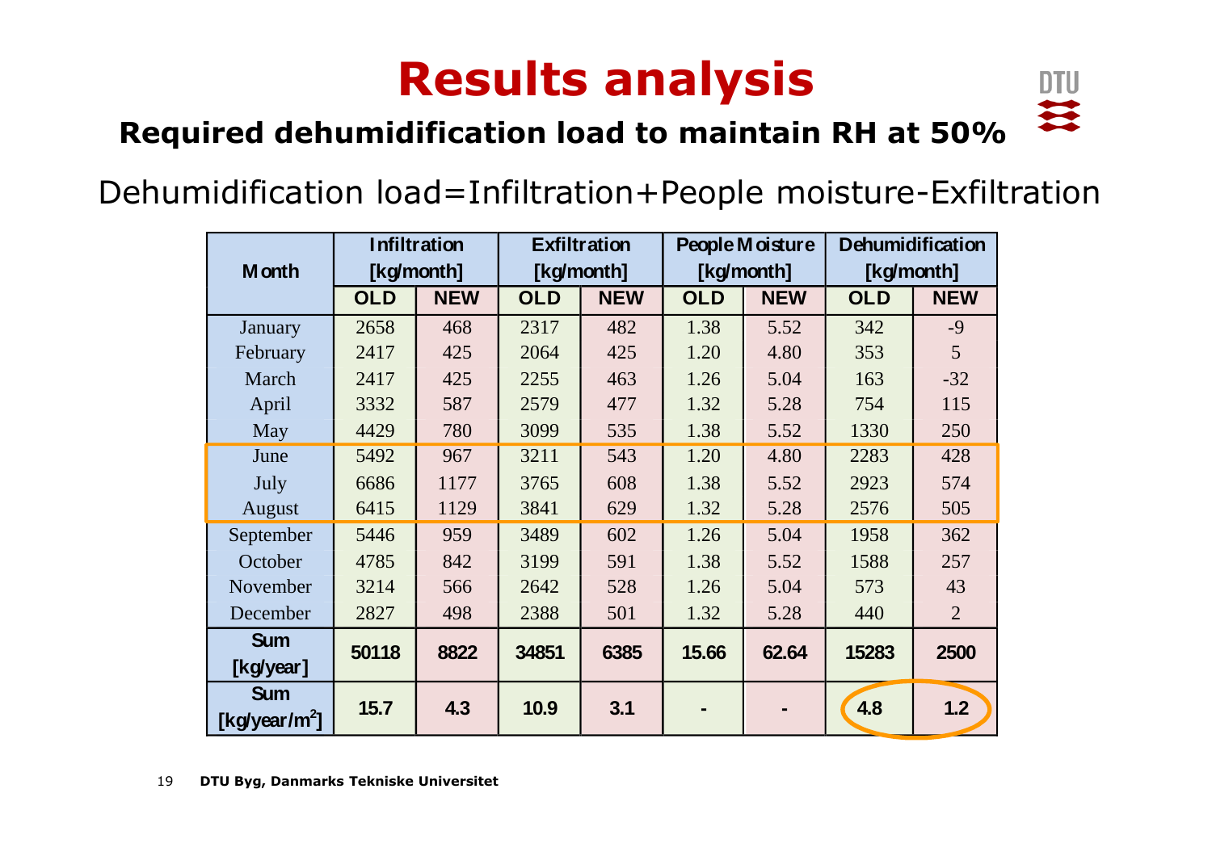# Results analysis

## Required dehumidification load to maintain RH at 50%

Dehumidification load=Infiltration+People moisture-Exfiltration

| Month | Infiltration [kg/month] | | Exfiltration [kg/month] | | People Moisture [kg/month] | | Dehumidification [kg/month] | |
|---|---|---|---|---|---|---|---|---|
| | OLD | NEW | OLD | NEW | OLD | NEW | OLD | NEW |
| January | 2658 | 468 | 2317 | 482 | 1.38 | 5.52 | 342 | -9 |
| February | 2417 | 425 | 2064 | 425 | 1.20 | 4.80 | 353 | 5 |
| March | 2417 | 425 | 2255 | 463 | 1.26 | 5.04 | 163 | -32 |
| April | 3332 | 587 | 2579 | 477 | 1.32 | 5.28 | 754 | 115 |
| May | 4429 | 780 | 3099 | 535 | 1.38 | 5.52 | 1330 | 250 |
| June | 5492 | 967 | 3211 | 543 | 1.20 | 4.80 | 2283 | 428 |
| July | 6686 | 1177 | 3765 | 608 | 1.38 | 5.52 | 2923 | 574 |
| August | 6415 | 1129 | 3841 | 629 | 1.32 | 5.28 | 2576 | 505 |
| September | 5446 | 959 | 3489 | 602 | 1.26 | 5.04 | 1958 | 362 |
| October | 4785 | 842 | 3199 | 591 | 1.38 | 5.52 | 1588 | 257 |
| November | 3214 | 566 | 2642 | 528 | 1.26 | 5.04 | 573 | 43 |
| December | 2827 | 498 | 2388 | 501 | 1.32 | 5.28 | 440 | 2 |
| **Sum [kg/year]** | **50118** | **8822** | **34851** | **6385** | **15.66** | **62.64** | **15283** | **2500** |
| **Sum [kg/year/m$^2$]** | **15.7** | **4.3** | **10.9** | **3.1** | **-** | **-** | **4.8** | **1.2** |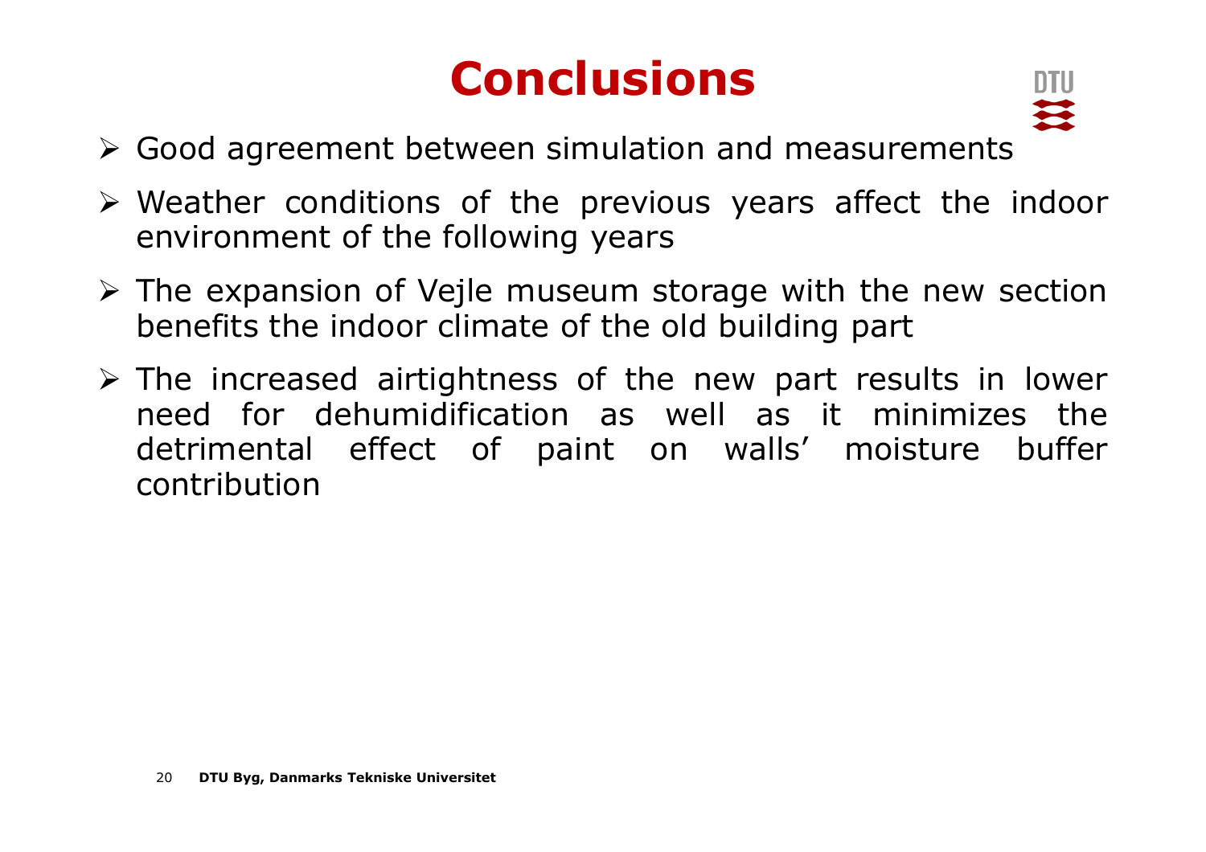# Conclusions

- Good agreement between simulation and measurements
- Weather conditions of the previous years affect the indoor environment of the following years
- The expansion of Vejle museum storage with the new section benefits the indoor climate of the old building part
- The increased airtightness of the new part results in lower need for dehumidification as well as it minimizes the detrimental effect of paint on walls' moisture buffer contribution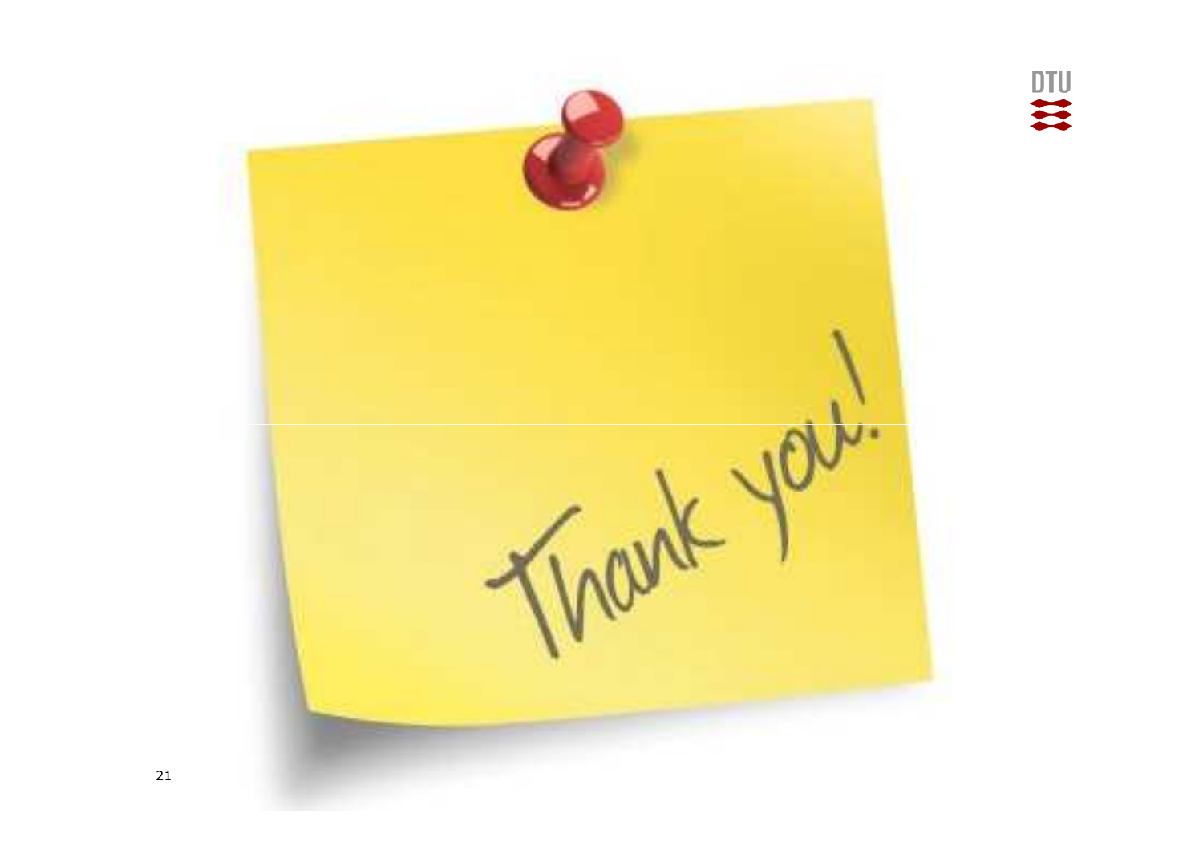Thank you!